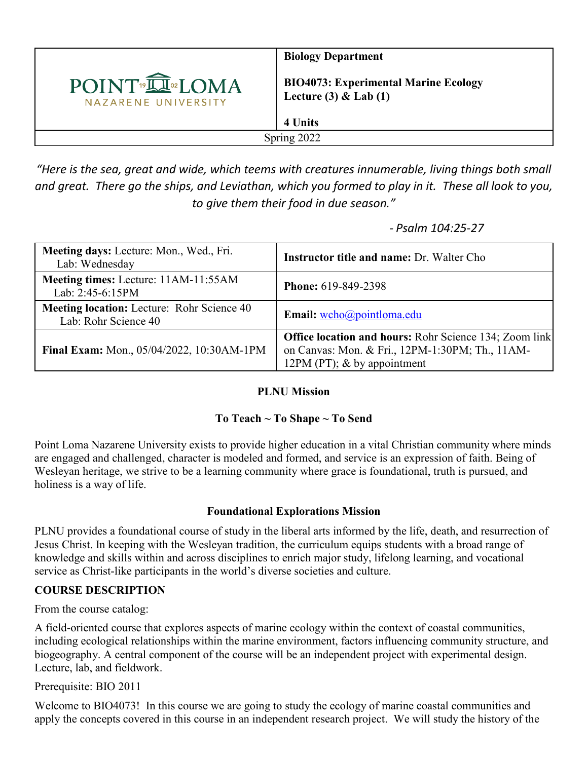| Point Loma Nazarene University | **Biology Department**<br><br>**BIO4073: Experimental Marine Ecology**<br>**Lecture (3) & Lab (1)**<br><br>**4 Units** |
|---|---|
| Spring 2022 | |

*"Here is the sea, great and wide, which teems with creatures innumerable, living things both small and great. There go the ships, and Leviathan, which you formed to play in it. These all look to you, to give them their food in due season."*

*- Psalm 104:25-27*

| | |
|---|---|
| **Meeting days:** Lecture: Mon., Wed., Fri.<br>Lab: Wednesday | **Instructor title and name:** Dr. Walter Cho |
| **Meeting times:** Lecture: 11AM-11:55AM<br>Lab: 2:45-6:15PM | **Phone:** 619-849-2398 |
| **Meeting location:** Lecture: Rohr Science 40<br>Lab: Rohr Science 40 | **Email:** wcho@pointloma.edu |
| **Final Exam:** Mon., 05/04/2022, 10:30AM-1PM | **Office location and hours:** Rohr Science 134; Zoom link on Canvas: Mon. & Fri., 12PM-1:30PM; Th., 11AM-12PM (PT); & by appointment |

**PLNU Mission**

**To Teach ~ To Shape ~ To Send**

Point Loma Nazarene University exists to provide higher education in a vital Christian community where minds are engaged and challenged, character is modeled and formed, and service is an expression of faith. Being of Wesleyan heritage, we strive to be a learning community where grace is foundational, truth is pursued, and holiness is a way of life.

**Foundational Explorations Mission**

PLNU provides a foundational course of study in the liberal arts informed by the life, death, and resurrection of Jesus Christ. In keeping with the Wesleyan tradition, the curriculum equips students with a broad range of knowledge and skills within and across disciplines to enrich major study, lifelong learning, and vocational service as Christ-like participants in the world's diverse societies and culture.

**COURSE DESCRIPTION**

From the course catalog:

A field-oriented course that explores aspects of marine ecology within the context of coastal communities, including ecological relationships within the marine environment, factors influencing community structure, and biogeography. A central component of the course will be an independent project with experimental design. Lecture, lab, and fieldwork.

Prerequisite: BIO 2011

Welcome to BIO4073! In this course we are going to study the ecology of marine coastal communities and apply the concepts covered in this course in an independent research project. We will study the history of the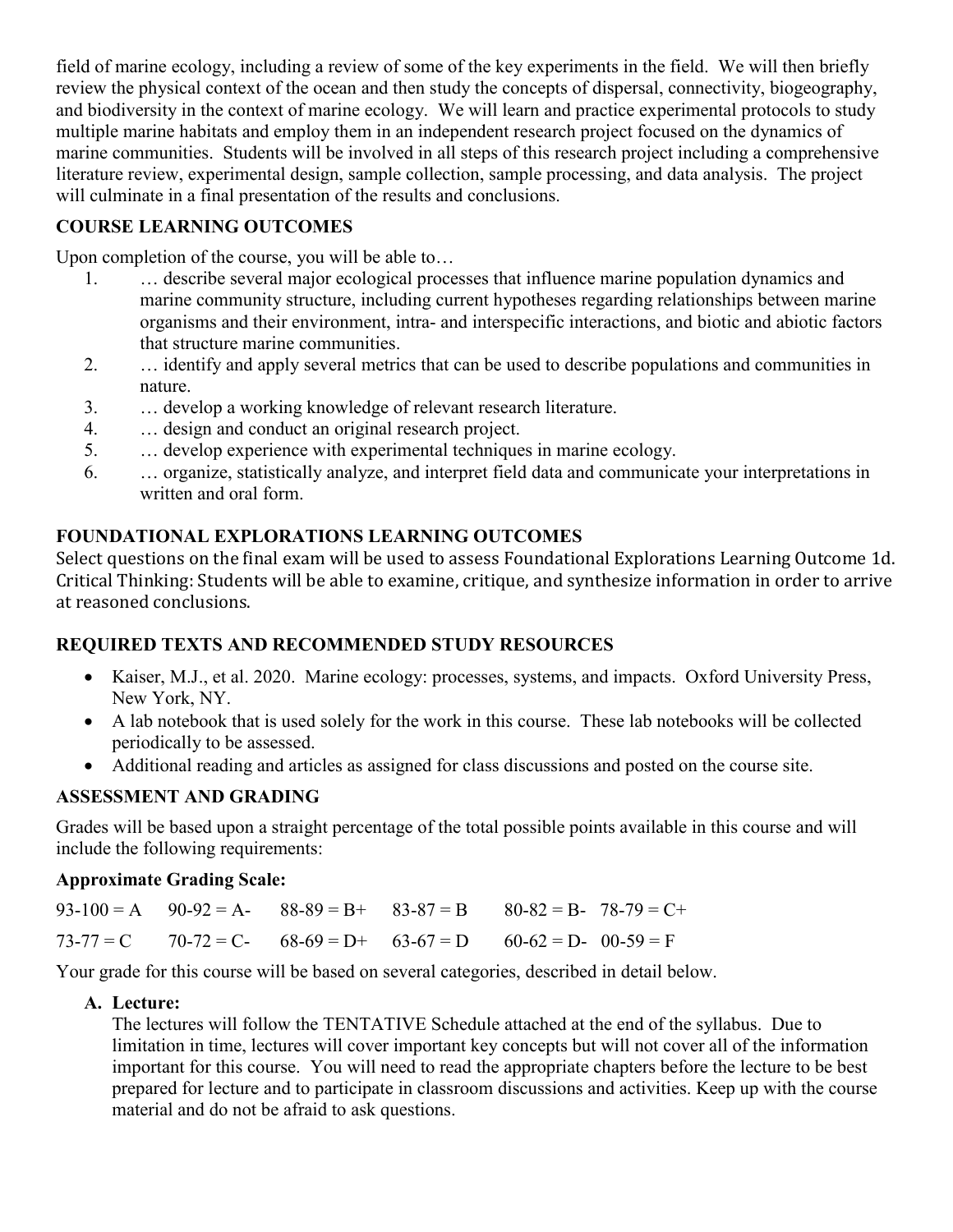field of marine ecology, including a review of some of the key experiments in the field. We will then briefly review the physical context of the ocean and then study the concepts of dispersal, connectivity, biogeography, and biodiversity in the context of marine ecology. We will learn and practice experimental protocols to study multiple marine habitats and employ them in an independent research project focused on the dynamics of marine communities. Students will be involved in all steps of this research project including a comprehensive literature review, experimental design, sample collection, sample processing, and data analysis. The project will culminate in a final presentation of the results and conclusions.

## COURSE LEARNING OUTCOMES

Upon completion of the course, you will be able to…

1. … describe several major ecological processes that influence marine population dynamics and marine community structure, including current hypotheses regarding relationships between marine organisms and their environment, intra- and interspecific interactions, and biotic and abiotic factors that structure marine communities.
2. … identify and apply several metrics that can be used to describe populations and communities in nature.
3. … develop a working knowledge of relevant research literature.
4. … design and conduct an original research project.
5. … develop experience with experimental techniques in marine ecology.
6. … organize, statistically analyze, and interpret field data and communicate your interpretations in written and oral form.

## FOUNDATIONAL EXPLORATIONS LEARNING OUTCOMES

Select questions on the final exam will be used to assess Foundational Explorations Learning Outcome 1d. Critical Thinking: Students will be able to examine, critique, and synthesize information in order to arrive at reasoned conclusions.

## REQUIRED TEXTS AND RECOMMENDED STUDY RESOURCES

- Kaiser, M.J., et al. 2020. Marine ecology: processes, systems, and impacts. Oxford University Press, New York, NY.
- A lab notebook that is used solely for the work in this course. These lab notebooks will be collected periodically to be assessed.
- Additional reading and articles as assigned for class discussions and posted on the course site.

## ASSESSMENT AND GRADING

Grades will be based upon a straight percentage of the total possible points available in this course and will include the following requirements:

### Approximate Grading Scale:

| | | | | | |
|---|---|---|---|---|---|
| 93-100 = A | 90-92 = A- | 88-89 = B+ | 83-87 = B | 80-82 = B- | 78-79 = C+ |
| 73-77 = C | 70-72 = C- | 68-69 = D+ | 63-67 = D | 60-62 = D- | 00-59 = F |

Your grade for this course will be based on several categories, described in detail below.

**A. Lecture:**

The lectures will follow the TENTATIVE Schedule attached at the end of the syllabus. Due to limitation in time, lectures will cover important key concepts but will not cover all of the information important for this course. You will need to read the appropriate chapters before the lecture to be best prepared for lecture and to participate in classroom discussions and activities. Keep up with the course material and do not be afraid to ask questions.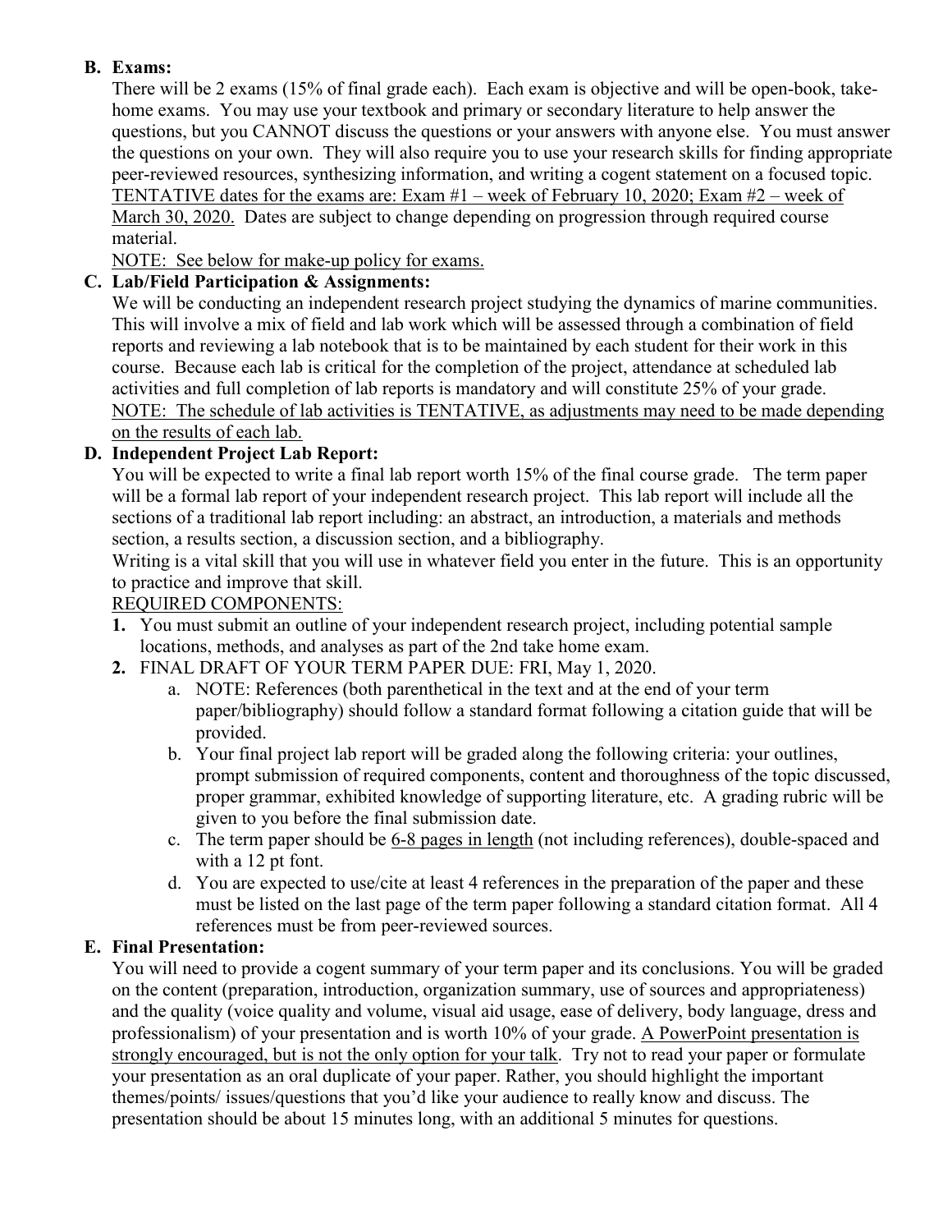**B. Exams:**

There will be 2 exams (15% of final grade each). Each exam is objective and will be open-book, take-home exams. You may use your textbook and primary or secondary literature to help answer the questions, but you CANNOT discuss the questions or your answers with anyone else. You must answer the questions on your own. They will also require you to use your research skills for finding appropriate peer-reviewed resources, synthesizing information, and writing a cogent statement on a focused topic. TENTATIVE dates for the exams are: Exam #1 – week of February 10, 2020; Exam #2 – week of March 30, 2020. Dates are subject to change depending on progression through required course material.

NOTE: See below for make-up policy for exams.

**C. Lab/Field Participation & Assignments:**

We will be conducting an independent research project studying the dynamics of marine communities. This will involve a mix of field and lab work which will be assessed through a combination of field reports and reviewing a lab notebook that is to be maintained by each student for their work in this course. Because each lab is critical for the completion of the project, attendance at scheduled lab activities and full completion of lab reports is mandatory and will constitute 25% of your grade. NOTE: The schedule of lab activities is TENTATIVE, as adjustments may need to be made depending on the results of each lab.

**D. Independent Project Lab Report:**

You will be expected to write a final lab report worth 15% of the final course grade. The term paper will be a formal lab report of your independent research project. This lab report will include all the sections of a traditional lab report including: an abstract, an introduction, a materials and methods section, a results section, a discussion section, and a bibliography.

Writing is a vital skill that you will use in whatever field you enter in the future. This is an opportunity to practice and improve that skill.

REQUIRED COMPONENTS:

1. You must submit an outline of your independent research project, including potential sample locations, methods, and analyses as part of the 2nd take home exam.
2. FINAL DRAFT OF YOUR TERM PAPER DUE: FRI, May 1, 2020.
   a. NOTE: References (both parenthetical in the text and at the end of your term paper/bibliography) should follow a standard format following a citation guide that will be provided.
   b. Your final project lab report will be graded along the following criteria: your outlines, prompt submission of required components, content and thoroughness of the topic discussed, proper grammar, exhibited knowledge of supporting literature, etc. A grading rubric will be given to you before the final submission date.
   c. The term paper should be 6-8 pages in length (not including references), double-spaced and with a 12 pt font.
   d. You are expected to use/cite at least 4 references in the preparation of the paper and these must be listed on the last page of the term paper following a standard citation format. All 4 references must be from peer-reviewed sources.

**E. Final Presentation:**

You will need to provide a cogent summary of your term paper and its conclusions. You will be graded on the content (preparation, introduction, organization summary, use of sources and appropriateness) and the quality (voice quality and volume, visual aid usage, ease of delivery, body language, dress and professionalism) of your presentation and is worth 10% of your grade. A PowerPoint presentation is strongly encouraged, but is not the only option for your talk. Try not to read your paper or formulate your presentation as an oral duplicate of your paper. Rather, you should highlight the important themes/points/ issues/questions that you'd like your audience to really know and discuss. The presentation should be about 15 minutes long, with an additional 5 minutes for questions.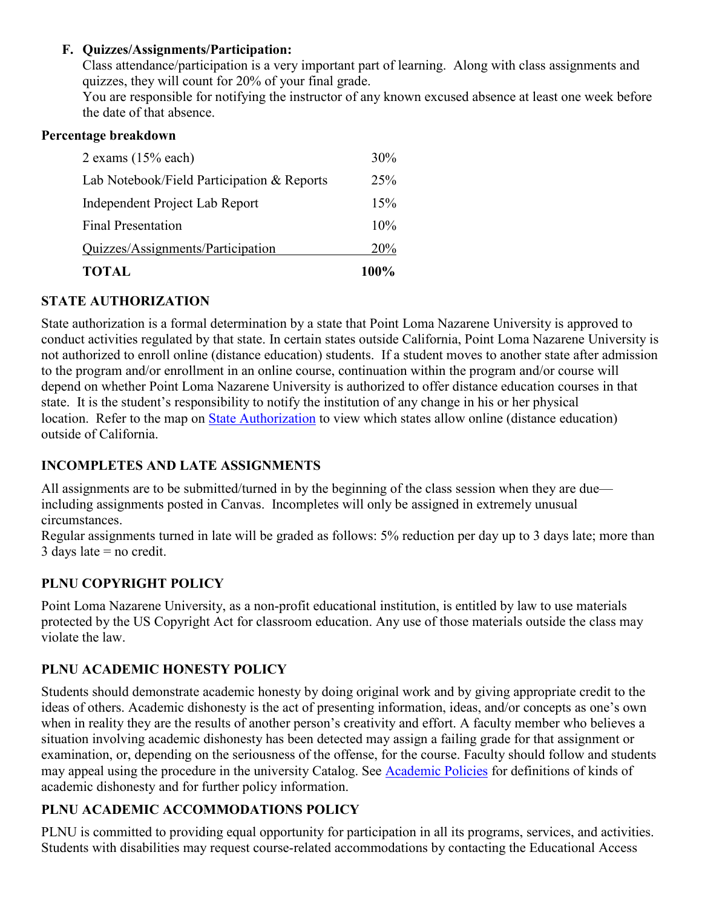**F. Quizzes/Assignments/Participation:**

Class attendance/participation is a very important part of learning. Along with class assignments and quizzes, they will count for 20% of your final grade.

You are responsible for notifying the instructor of any known excused absence at least one week before the date of that absence.

**Percentage breakdown**

| | |
|---|---|
| 2 exams (15% each) | 30% |
| Lab Notebook/Field Participation & Reports | 25% |
| Independent Project Lab Report | 15% |
| Final Presentation | 10% |
| Quizzes/Assignments/Participation | 20% |
| **TOTAL** | **100%** |

## STATE AUTHORIZATION

State authorization is a formal determination by a state that Point Loma Nazarene University is approved to conduct activities regulated by that state. In certain states outside California, Point Loma Nazarene University is not authorized to enroll online (distance education) students. If a student moves to another state after admission to the program and/or enrollment in an online course, continuation within the program and/or course will depend on whether Point Loma Nazarene University is authorized to offer distance education courses in that state. It is the student's responsibility to notify the institution of any change in his or her physical location. Refer to the map on State Authorization to view which states allow online (distance education) outside of California.

## INCOMPLETES AND LATE ASSIGNMENTS

All assignments are to be submitted/turned in by the beginning of the class session when they are due—including assignments posted in Canvas. Incompletes will only be assigned in extremely unusual circumstances.

Regular assignments turned in late will be graded as follows: 5% reduction per day up to 3 days late; more than 3 days late = no credit.

## PLNU COPYRIGHT POLICY

Point Loma Nazarene University, as a non-profit educational institution, is entitled by law to use materials protected by the US Copyright Act for classroom education. Any use of those materials outside the class may violate the law.

## PLNU ACADEMIC HONESTY POLICY

Students should demonstrate academic honesty by doing original work and by giving appropriate credit to the ideas of others. Academic dishonesty is the act of presenting information, ideas, and/or concepts as one's own when in reality they are the results of another person's creativity and effort. A faculty member who believes a situation involving academic dishonesty has been detected may assign a failing grade for that assignment or examination, or, depending on the seriousness of the offense, for the course. Faculty should follow and students may appeal using the procedure in the university Catalog. See Academic Policies for definitions of kinds of academic dishonesty and for further policy information.

## PLNU ACADEMIC ACCOMMODATIONS POLICY

PLNU is committed to providing equal opportunity for participation in all its programs, services, and activities. Students with disabilities may request course-related accommodations by contacting the Educational Access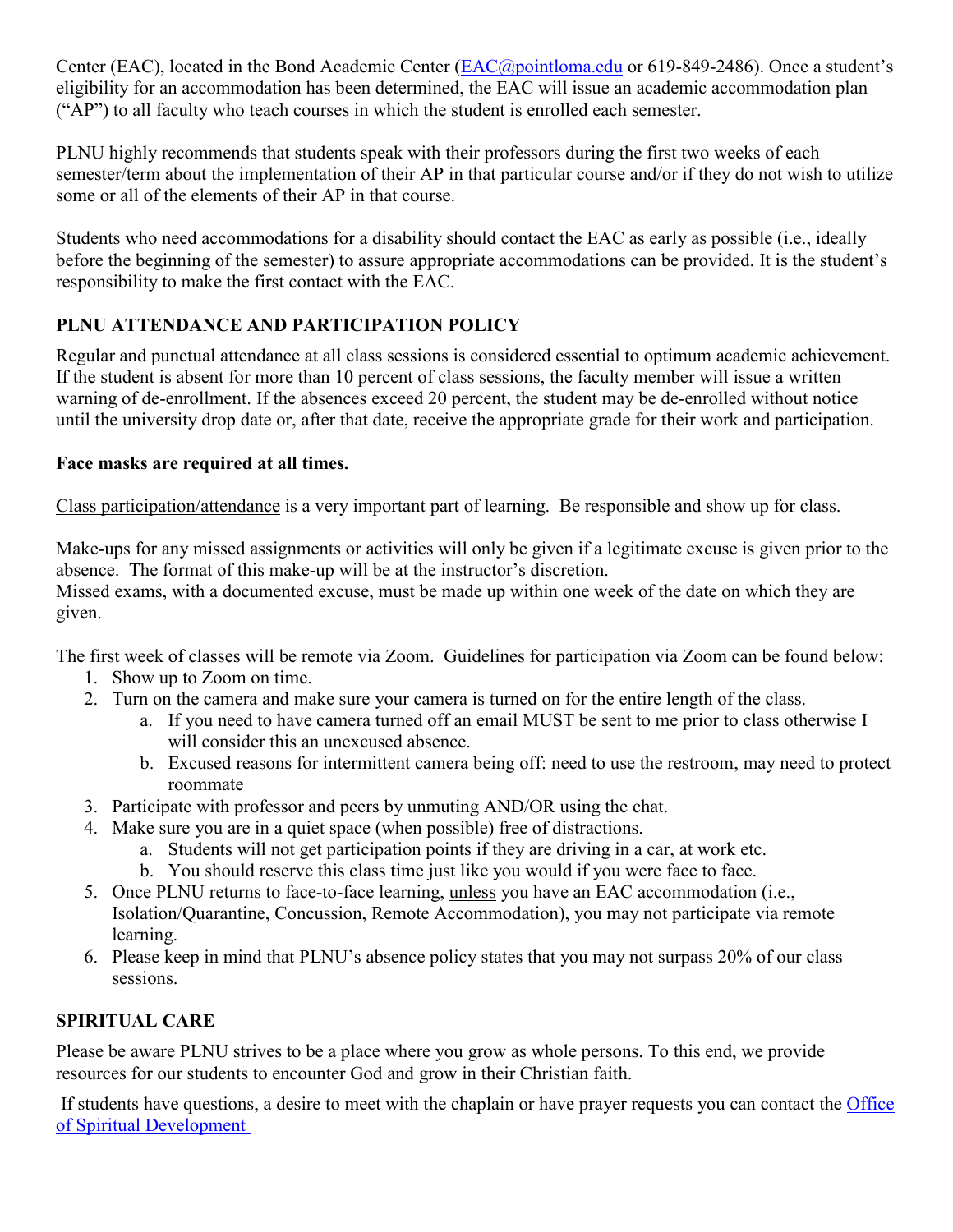Center (EAC), located in the Bond Academic Center ([EAC@pointloma.edu](mailto:EAC@pointloma.edu) or 619-849-2486). Once a student's eligibility for an accommodation has been determined, the EAC will issue an academic accommodation plan ("AP") to all faculty who teach courses in which the student is enrolled each semester.

PLNU highly recommends that students speak with their professors during the first two weeks of each semester/term about the implementation of their AP in that particular course and/or if they do not wish to utilize some or all of the elements of their AP in that course.

Students who need accommodations for a disability should contact the EAC as early as possible (i.e., ideally before the beginning of the semester) to assure appropriate accommodations can be provided. It is the student's responsibility to make the first contact with the EAC.

## PLNU ATTENDANCE AND PARTICIPATION POLICY

Regular and punctual attendance at all class sessions is considered essential to optimum academic achievement. If the student is absent for more than 10 percent of class sessions, the faculty member will issue a written warning of de-enrollment. If the absences exceed 20 percent, the student may be de-enrolled without notice until the university drop date or, after that date, receive the appropriate grade for their work and participation.

**Face masks are required at all times.**

Class participation/attendance is a very important part of learning. Be responsible and show up for class.

Make-ups for any missed assignments or activities will only be given if a legitimate excuse is given prior to the absence. The format of this make-up will be at the instructor's discretion.
Missed exams, with a documented excuse, must be made up within one week of the date on which they are given.

The first week of classes will be remote via Zoom. Guidelines for participation via Zoom can be found below:

1. Show up to Zoom on time.
2. Turn on the camera and make sure your camera is turned on for the entire length of the class.
    a. If you need to have camera turned off an email MUST be sent to me prior to class otherwise I will consider this an unexcused absence.
    b. Excused reasons for intermittent camera being off: need to use the restroom, may need to protect roommate
3. Participate with professor and peers by unmuting AND/OR using the chat.
4. Make sure you are in a quiet space (when possible) free of distractions.
    a. Students will not get participation points if they are driving in a car, at work etc.
    b. You should reserve this class time just like you would if you were face to face.
5. Once PLNU returns to face-to-face learning, unless you have an EAC accommodation (i.e., Isolation/Quarantine, Concussion, Remote Accommodation), you may not participate via remote learning.
6. Please keep in mind that PLNU's absence policy states that you may not surpass 20% of our class sessions.

## SPIRITUAL CARE

Please be aware PLNU strives to be a place where you grow as whole persons. To this end, we provide resources for our students to encounter God and grow in their Christian faith.

If students have questions, a desire to meet with the chaplain or have prayer requests you can contact the Office of Spiritual Development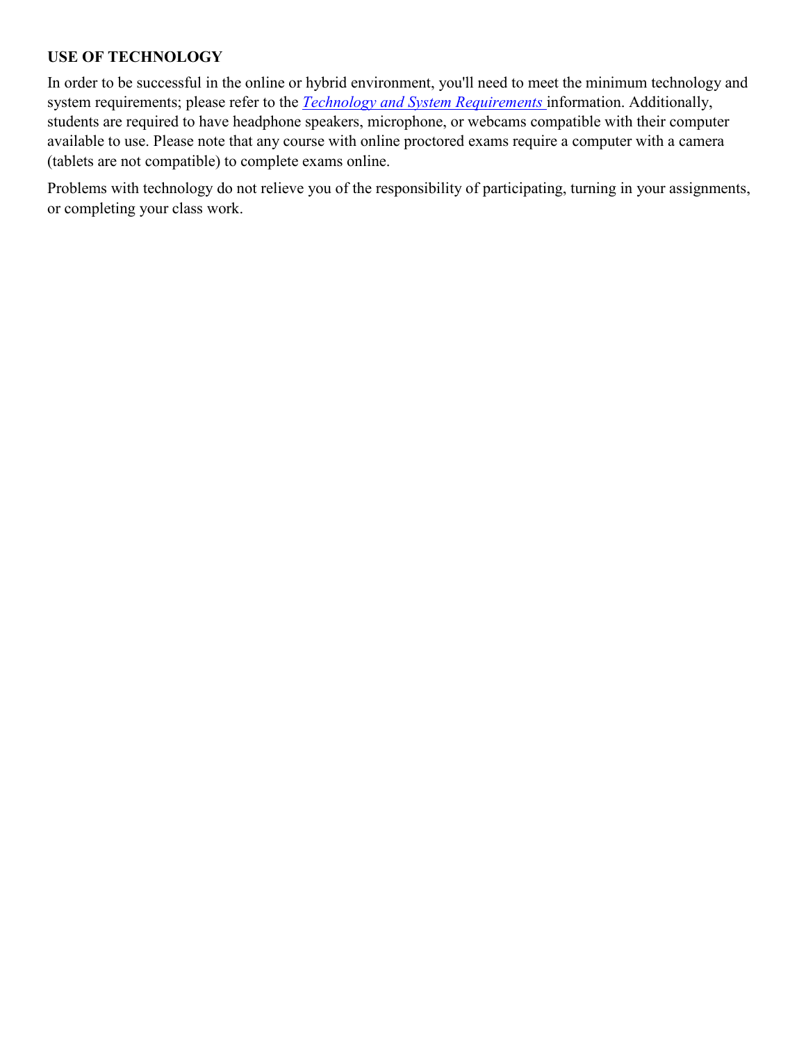**USE OF TECHNOLOGY**

In order to be successful in the online or hybrid environment, you'll need to meet the minimum technology and system requirements; please refer to the *Technology and System Requirements* information. Additionally, students are required to have headphone speakers, microphone, or webcams compatible with their computer available to use. Please note that any course with online proctored exams require a computer with a camera (tablets are not compatible) to complete exams online.

Problems with technology do not relieve you of the responsibility of participating, turning in your assignments, or completing your class work.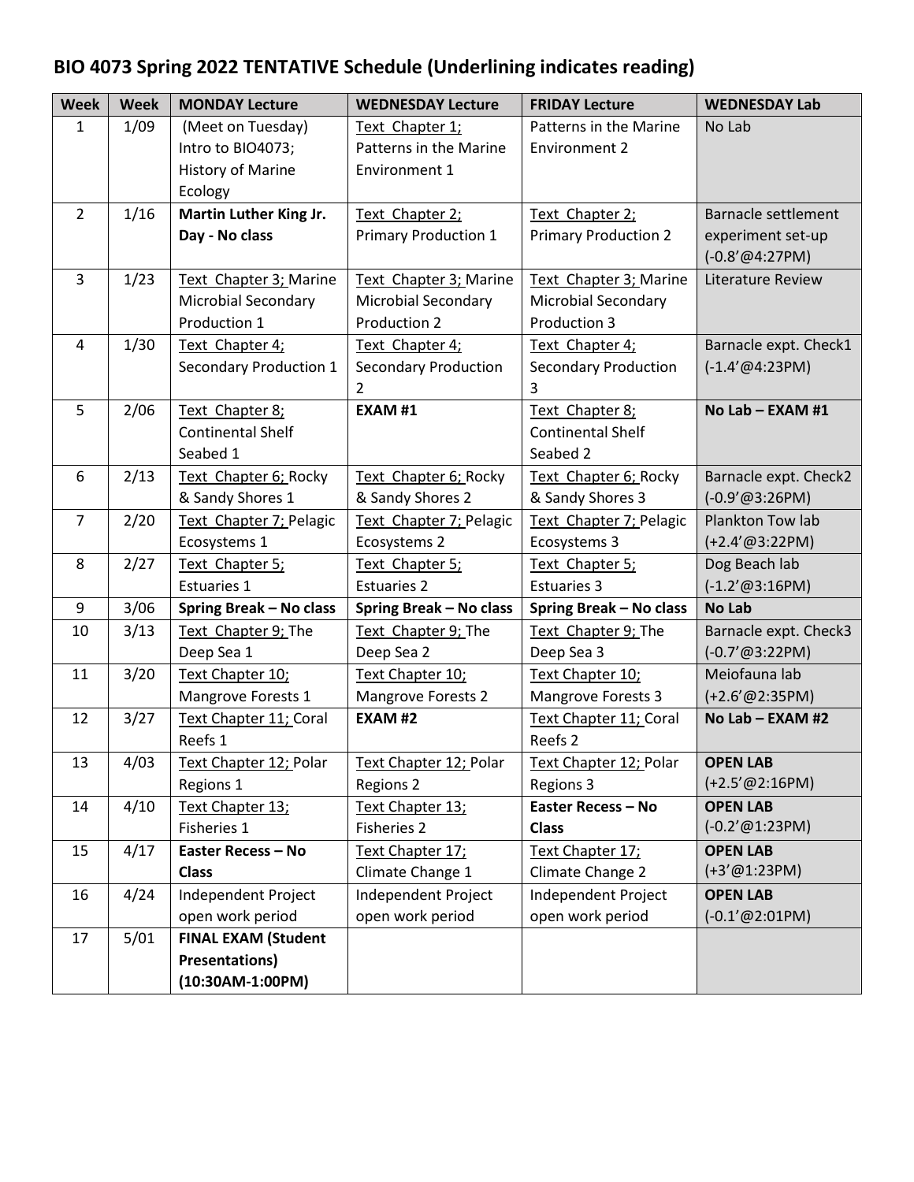# BIO 4073 Spring 2022 TENTATIVE Schedule (Underlining indicates reading)

| Week | Week | MONDAY Lecture | WEDNESDAY Lecture | FRIDAY Lecture | WEDNESDAY Lab |
|---|---|---|---|---|---|
| 1 | 1/09 | (Meet on Tuesday) Intro to BIO4073; History of Marine Ecology | Text Chapter 1; Patterns in the Marine Environment 1 | Patterns in the Marine Environment 2 | No Lab |
| 2 | 1/16 | **Martin Luther King Jr. Day - No class** | Text Chapter 2; Primary Production 1 | Text Chapter 2; Primary Production 2 | Barnacle settlement experiment set-up (-0.8'@4:27PM) |
| 3 | 1/23 | Text Chapter 3; Marine Microbial Secondary Production 1 | Text Chapter 3; Marine Microbial Secondary Production 2 | Text Chapter 3; Marine Microbial Secondary Production 3 | Literature Review |
| 4 | 1/30 | Text Chapter 4; Secondary Production 1 | Text Chapter 4; Secondary Production 2 | Text Chapter 4; Secondary Production 3 | Barnacle expt. Check1 (-1.4'@4:23PM) |
| 5 | 2/06 | Text Chapter 8; Continental Shelf Seabed 1 | **EXAM #1** | Text Chapter 8; Continental Shelf Seabed 2 | **No Lab – EXAM #1** |
| 6 | 2/13 | Text Chapter 6; Rocky & Sandy Shores 1 | Text Chapter 6; Rocky & Sandy Shores 2 | Text Chapter 6; Rocky & Sandy Shores 3 | Barnacle expt. Check2 (-0.9'@3:26PM) |
| 7 | 2/20 | Text Chapter 7; Pelagic Ecosystems 1 | Text Chapter 7; Pelagic Ecosystems 2 | Text Chapter 7; Pelagic Ecosystems 3 | Plankton Tow lab (+2.4'@3:22PM) |
| 8 | 2/27 | Text Chapter 5; Estuaries 1 | Text Chapter 5; Estuaries 2 | Text Chapter 5; Estuaries 3 | Dog Beach lab (-1.2'@3:16PM) |
| 9 | 3/06 | **Spring Break – No class** | **Spring Break – No class** | **Spring Break – No class** | **No Lab** |
| 10 | 3/13 | Text Chapter 9; The Deep Sea 1 | Text Chapter 9; The Deep Sea 2 | Text Chapter 9; The Deep Sea 3 | Barnacle expt. Check3 (-0.7'@3:22PM) |
| 11 | 3/20 | Text Chapter 10; Mangrove Forests 1 | Text Chapter 10; Mangrove Forests 2 | Text Chapter 10; Mangrove Forests 3 | Meiofauna lab (+2.6'@2:35PM) |
| 12 | 3/27 | Text Chapter 11; Coral Reefs 1 | **EXAM #2** | Text Chapter 11; Coral Reefs 2 | **No Lab – EXAM #2** |
| 13 | 4/03 | Text Chapter 12; Polar Regions 1 | Text Chapter 12; Polar Regions 2 | Text Chapter 12; Polar Regions 3 | **OPEN LAB** (+2.5'@2:16PM) |
| 14 | 4/10 | Text Chapter 13; Fisheries 1 | Text Chapter 13; Fisheries 2 | **Easter Recess – No Class** | **OPEN LAB** (-0.2'@1:23PM) |
| 15 | 4/17 | **Easter Recess – No Class** | Text Chapter 17; Climate Change 1 | Text Chapter 17; Climate Change 2 | **OPEN LAB** (+3'@1:23PM) |
| 16 | 4/24 | Independent Project open work period | Independent Project open work period | Independent Project open work period | **OPEN LAB** (-0.1'@2:01PM) |
| 17 | 5/01 | **FINAL EXAM (Student Presentations) (10:30AM-1:00PM)** | | | |